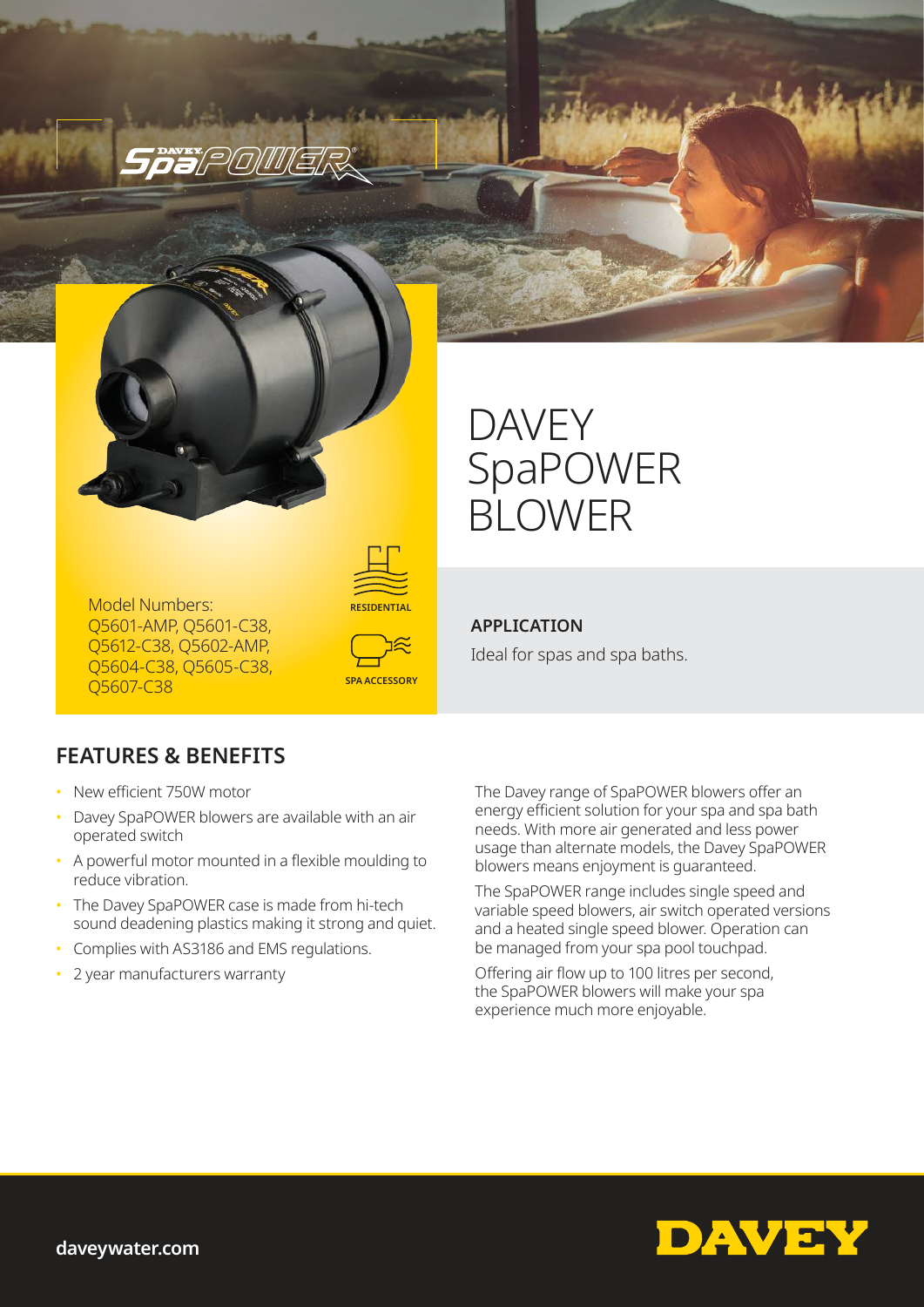# DAVEY SpaPOWER BLOWER

Model Numbers:
Q5601-AMP, Q5601-C38, Q5612-C38, Q5602-AMP, Q5604-C38, Q5605-C38, Q5607-C38

RESIDENTIAL

SPA ACCESSORY

**APPLICATION**

Ideal for spas and spa baths.

## FEATURES & BENEFITS

- New efficient 750W motor
- Davey SpaPOWER blowers are available with an air operated switch
- A powerful motor mounted in a flexible moulding to reduce vibration.
- The Davey SpaPOWER case is made from hi-tech sound deadening plastics making it strong and quiet.
- Complies with AS3186 and EMS regulations.
- 2 year manufacturers warranty

The Davey range of SpaPOWER blowers offer an energy efficient solution for your spa and spa bath needs. With more air generated and less power usage than alternate models, the Davey SpaPOWER blowers means enjoyment is guaranteed.

The SpaPOWER range includes single speed and variable speed blowers, air switch operated versions and a heated single speed blower. Operation can be managed from your spa pool touchpad.

Offering air flow up to 100 litres per second, the SpaPOWER blowers will make your spa experience much more enjoyable.

**daveywater.com**

DAVEY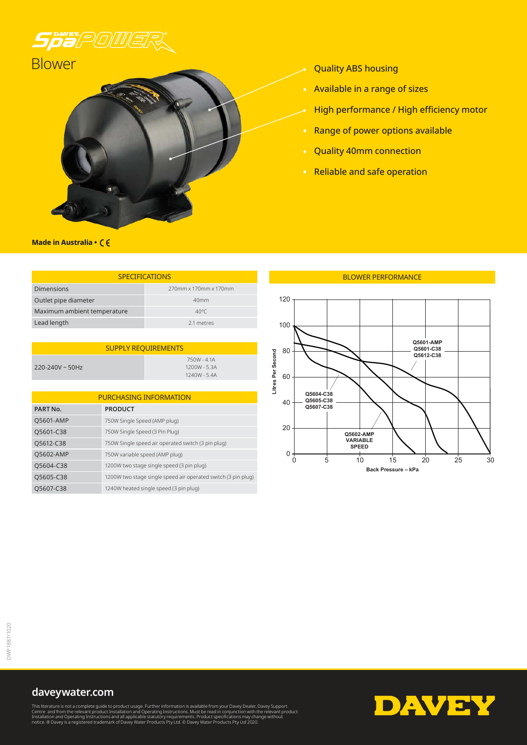# SpaPOWER

## Blower

- Quality ABS housing
- Available in a range of sizes
- High performance / High efficiency motor
- Range of power options available
- Quality 40mm connection
- Reliable and safe operation

**Made in Australia • CE**

| SPECIFICATIONS | |
|---|---|
| Dimensions | 270mm x 170mm x 170mm |
| Outlet pipe diameter | 40mm |
| Maximum ambient temperature | 40°C |
| Lead length | 2.1 metres |

| SUPPLY REQUIREMENTS | |
|---|---|
| 220-240V ~ 50Hz | 750W - 4.1A<br>1200W - 5.3A<br>1240W - 5.4A |

| PURCHASING INFORMATION | |
|---|---|
| **PART No.** | **PRODUCT** |
| Q5601-AMP | 750W Single Speed (AMP plug) |
| Q5601-C38 | 750W Single Speed (3 Pin Plug) |
| Q5612-C38 | 750W Single speed air operated switch (3 pin plug) |
| Q5602-AMP | 750W variable speed (AMP plug) |
| Q5604-C38 | 1200W two stage single speed (3 pin plug) |
| Q5605-C38 | 1200W two stage single speed air operated switch (3 pin plug) |
| Q5607-C38 | 1240W heated single speed (3 pin plug) |

BLOWER PERFORMANCE

Litres Per Second

120
100
80
60
40
20
0

0 5 10 15 20 25 30

Back Pressure – kPa

Q5601-AMP
Q5601-C38
Q5612-C38

Q5604-C38
Q5605-C38
Q5607-C38

Q5602-AMP
VARIABLE
SPEED

DWP1887/1020

**daveywater.com**

This literature is not a complete guide to product usage. Further information is available from your Davey Dealer, Davey Support Centre and from the relevant product Installation and Operating Instructions. Must be read in conjunction with the relevant product Installation and Operating Instructions and all applicable statutory requirements. Product specifications may change without notice. ® Davey is a registered trademark of Davey Water Products Pty Ltd. © Davey Water Products Pty Ltd 2020.

DAVEY